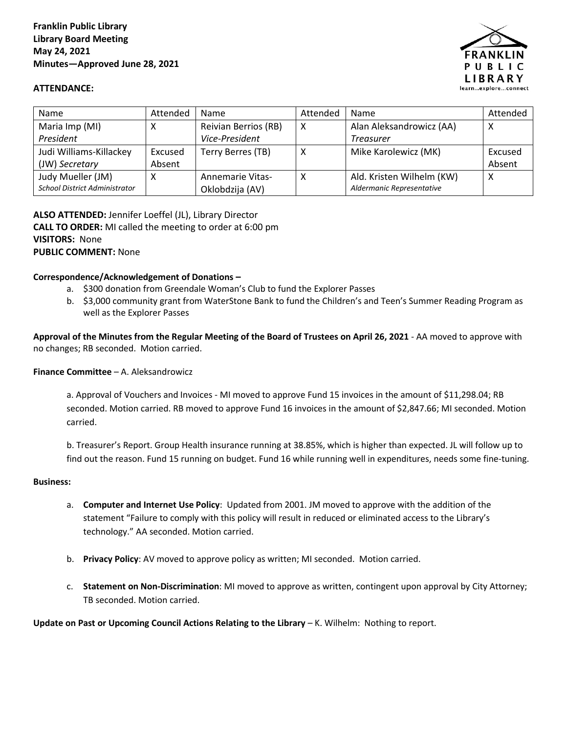**Franklin Public Library**
**Library Board Meeting**
**May 24, 2021**
**Minutes—Approved June 28, 2021**

**ATTENDANCE:**

| Name | Attended | Name | Attended | Name | Attended |
|---|---|---|---|---|---|
| Maria Imp (MI) *President* | X | Reivian Berrios (RB) *Vice-President* | X | Alan Aleksandrowicz (AA) *Treasurer* | X |
| Judi Williams-Killackey (JW) *Secretary* | Excused Absent | Terry Berres (TB) | X | Mike Karolewicz (MK) | Excused Absent |
| Judy Mueller (JM) *School District Administrator* | X | Annemarie Vitas-Oklobdzija (AV) | X | Ald. Kristen Wilhelm (KW) *Aldermanic Representative* | X |

**ALSO ATTENDED:** Jennifer Loeffel (JL), Library Director
**CALL TO ORDER:** MI called the meeting to order at 6:00 pm
**VISITORS:** None
**PUBLIC COMMENT:** None

**Correspondence/Acknowledgement of Donations –**

a. $300 donation from Greendale Woman's Club to fund the Explorer Passes
b. $3,000 community grant from WaterStone Bank to fund the Children's and Teen's Summer Reading Program as well as the Explorer Passes

**Approval of the Minutes from the Regular Meeting of the Board of Trustees on April 26, 2021** - AA moved to approve with no changes; RB seconded. Motion carried.

**Finance Committee** – A. Aleksandrowicz

a. Approval of Vouchers and Invoices - MI moved to approve Fund 15 invoices in the amount of $11,298.04; RB seconded. Motion carried. RB moved to approve Fund 16 invoices in the amount of $2,847.66; MI seconded. Motion carried.

b. Treasurer's Report. Group Health insurance running at 38.85%, which is higher than expected. JL will follow up to find out the reason. Fund 15 running on budget. Fund 16 while running well in expenditures, needs some fine-tuning.

**Business:**

a. **Computer and Internet Use Policy**: Updated from 2001. JM moved to approve with the addition of the statement "Failure to comply with this policy will result in reduced or eliminated access to the Library's technology." AA seconded. Motion carried.

b. **Privacy Policy**: AV moved to approve policy as written; MI seconded. Motion carried.

c. **Statement on Non-Discrimination**: MI moved to approve as written, contingent upon approval by City Attorney; TB seconded. Motion carried.

**Update on Past or Upcoming Council Actions Relating to the Library** – K. Wilhelm: Nothing to report.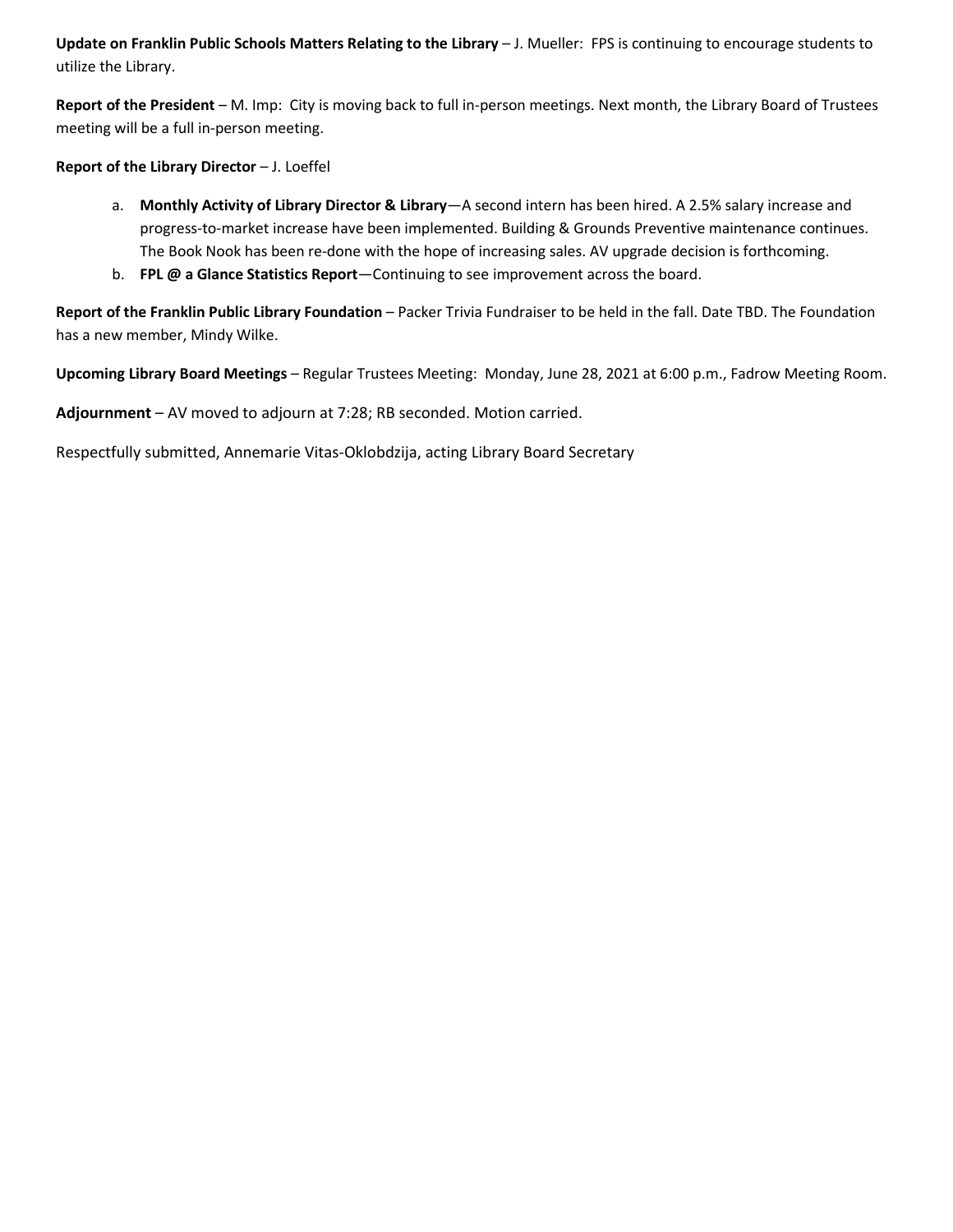**Update on Franklin Public Schools Matters Relating to the Library** – J. Mueller: FPS is continuing to encourage students to utilize the Library.

**Report of the President** – M. Imp: City is moving back to full in-person meetings. Next month, the Library Board of Trustees meeting will be a full in-person meeting.

**Report of the Library Director** – J. Loeffel

a. **Monthly Activity of Library Director & Library**—A second intern has been hired. A 2.5% salary increase and progress-to-market increase have been implemented. Building & Grounds Preventive maintenance continues. The Book Nook has been re-done with the hope of increasing sales. AV upgrade decision is forthcoming.
b. **FPL @ a Glance Statistics Report**—Continuing to see improvement across the board.

**Report of the Franklin Public Library Foundation** – Packer Trivia Fundraiser to be held in the fall. Date TBD. The Foundation has a new member, Mindy Wilke.

**Upcoming Library Board Meetings** – Regular Trustees Meeting: Monday, June 28, 2021 at 6:00 p.m., Fadrow Meeting Room.

**Adjournment** – AV moved to adjourn at 7:28; RB seconded. Motion carried.

Respectfully submitted, Annemarie Vitas-Oklobdzija, acting Library Board Secretary